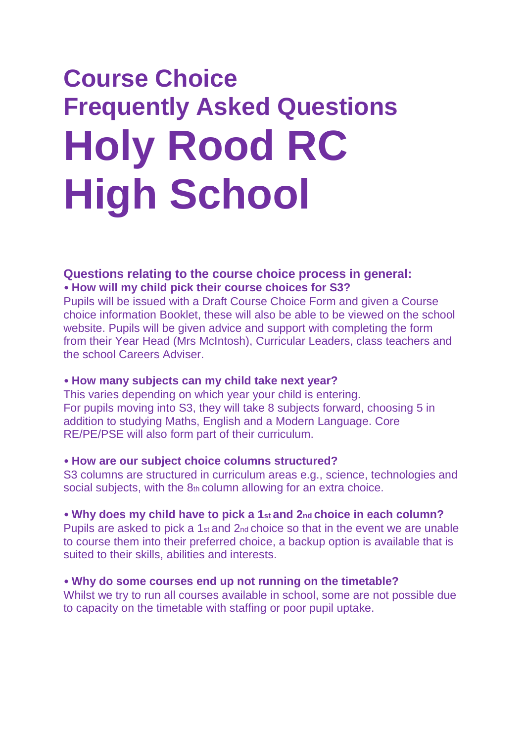# Course Choice
# Frequently Asked Questions
# Holy Rood RC High School

### Questions relating to the course choice process in general:

- **How will my child pick their course choices for S3?**

Pupils will be issued with a Draft Course Choice Form and given a Course choice information Booklet, these will also be able to be viewed on the school website. Pupils will be given advice and support with completing the form from their Year Head (Mrs McIntosh), Curricular Leaders, class teachers and the school Careers Adviser.

- **How many subjects can my child take next year?**

This varies depending on which year your child is entering.
For pupils moving into S3, they will take 8 subjects forward, choosing 5 in addition to studying Maths, English and a Modern Language. Core RE/PE/PSE will also form part of their curriculum.

- **How are our subject choice columns structured?**

S3 columns are structured in curriculum areas e.g., science, technologies and social subjects, with the 8th column allowing for an extra choice.

- **Why does my child have to pick a 1st and 2nd choice in each column?**

Pupils are asked to pick a 1st and 2nd choice so that in the event we are unable to course them into their preferred choice, a backup option is available that is suited to their skills, abilities and interests.

- **Why do some courses end up not running on the timetable?**

Whilst we try to run all courses available in school, some are not possible due to capacity on the timetable with staffing or poor pupil uptake.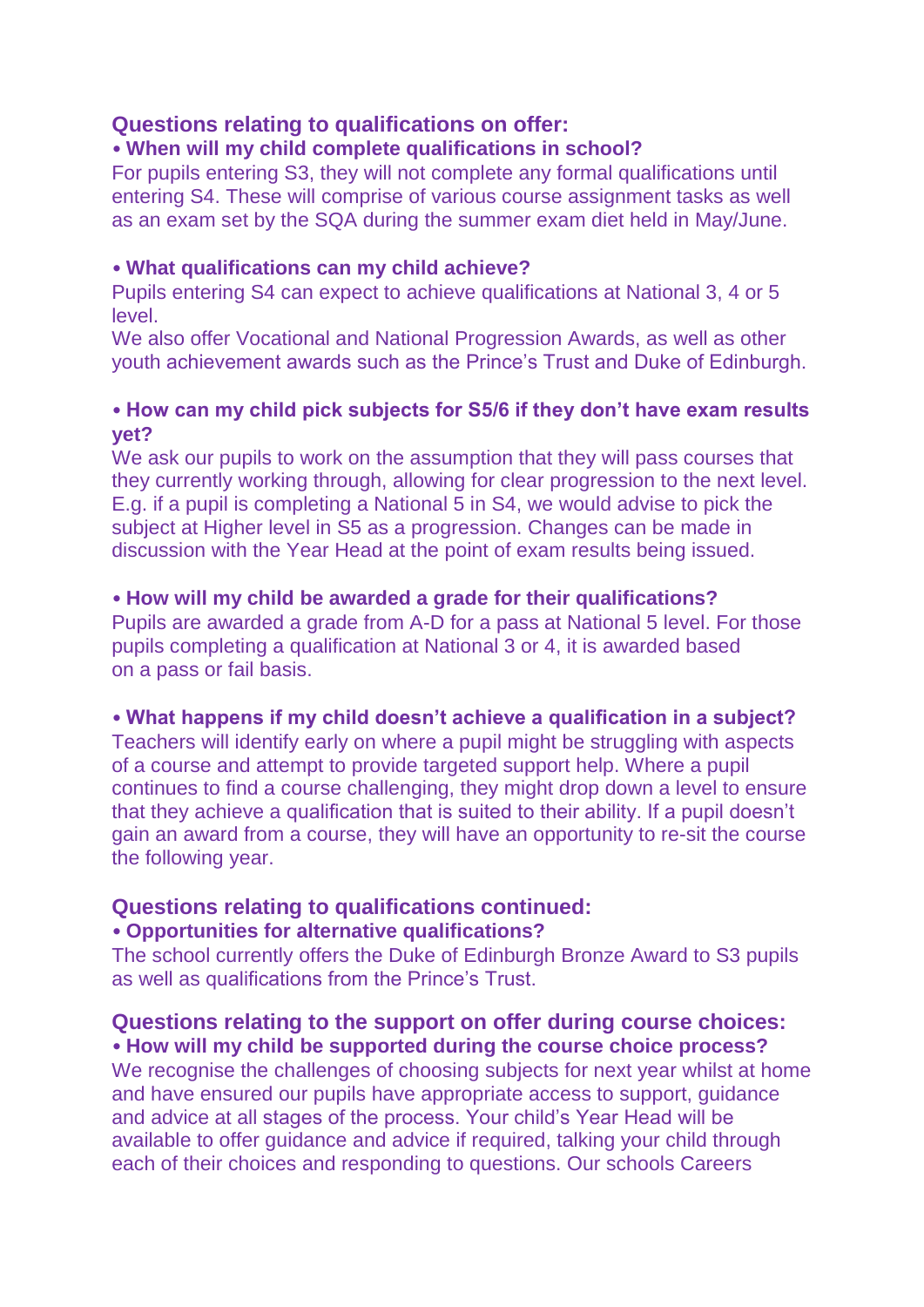## Questions relating to qualifications on offer:

- **When will my child complete qualifications in school?**

For pupils entering S3, they will not complete any formal qualifications until entering S4. These will comprise of various course assignment tasks as well as an exam set by the SQA during the summer exam diet held in May/June.

- **What qualifications can my child achieve?**

Pupils entering S4 can expect to achieve qualifications at National 3, 4 or 5 level.

We also offer Vocational and National Progression Awards, as well as other youth achievement awards such as the Prince's Trust and Duke of Edinburgh.

- **How can my child pick subjects for S5/6 if they don't have exam results yet?**

We ask our pupils to work on the assumption that they will pass courses that they currently working through, allowing for clear progression to the next level. E.g. if a pupil is completing a National 5 in S4, we would advise to pick the subject at Higher level in S5 as a progression. Changes can be made in discussion with the Year Head at the point of exam results being issued.

- **How will my child be awarded a grade for their qualifications?**

Pupils are awarded a grade from A-D for a pass at National 5 level. For those pupils completing a qualification at National 3 or 4, it is awarded based on a pass or fail basis.

- **What happens if my child doesn't achieve a qualification in a subject?**

Teachers will identify early on where a pupil might be struggling with aspects of a course and attempt to provide targeted support help. Where a pupil continues to find a course challenging, they might drop down a level to ensure that they achieve a qualification that is suited to their ability. If a pupil doesn't gain an award from a course, they will have an opportunity to re-sit the course the following year.

## Questions relating to qualifications continued:

- **Opportunities for alternative qualifications?**

The school currently offers the Duke of Edinburgh Bronze Award to S3 pupils as well as qualifications from the Prince's Trust.

## Questions relating to the support on offer during course choices:

- **How will my child be supported during the course choice process?**

We recognise the challenges of choosing subjects for next year whilst at home and have ensured our pupils have appropriate access to support, guidance and advice at all stages of the process. Your child's Year Head will be available to offer guidance and advice if required, talking your child through each of their choices and responding to questions. Our schools Careers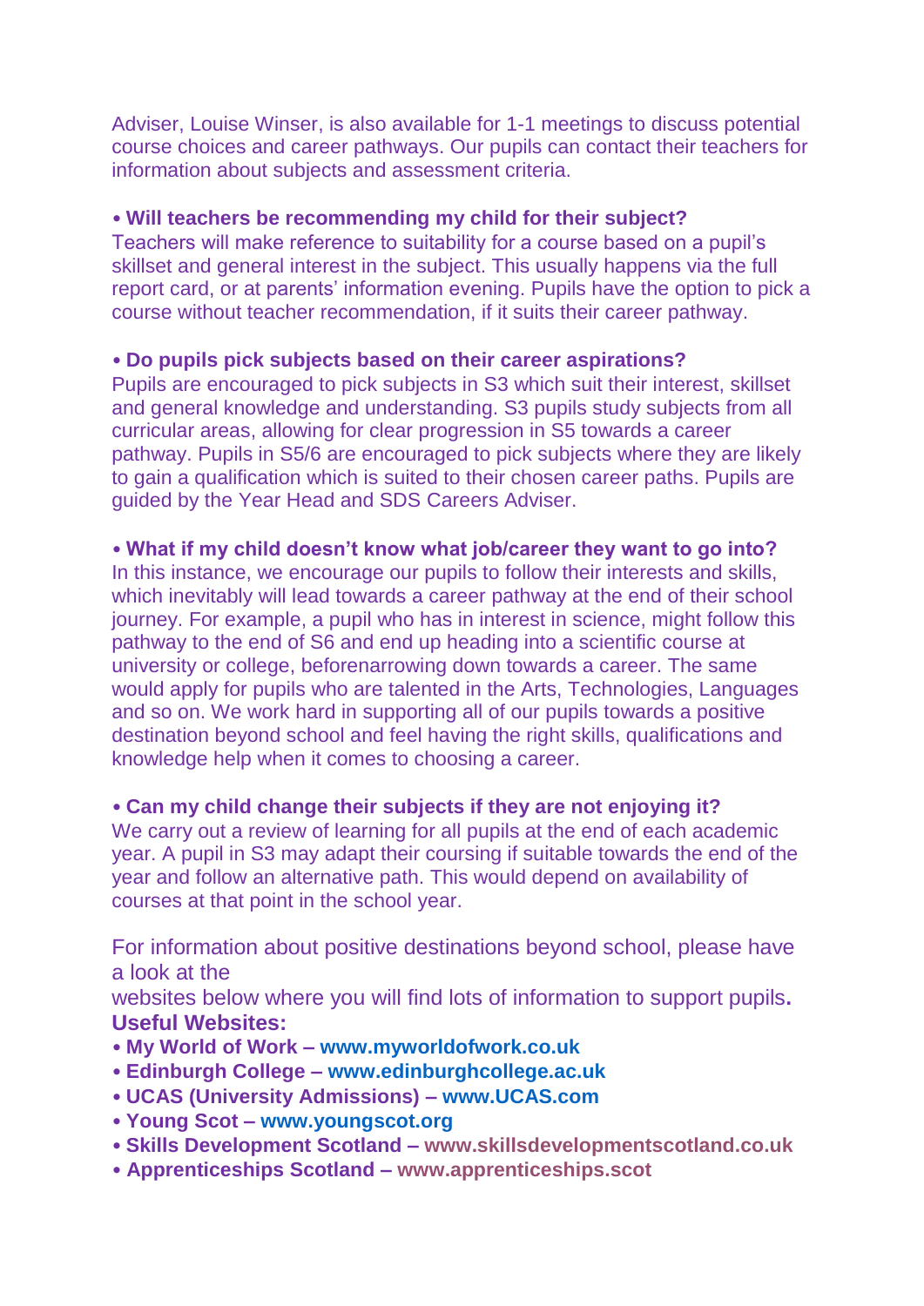Adviser, Louise Winser, is also available for 1-1 meetings to discuss potential course choices and career pathways. Our pupils can contact their teachers for information about subjects and assessment criteria.

**• Will teachers be recommending my child for their subject?**
Teachers will make reference to suitability for a course based on a pupil's skillset and general interest in the subject. This usually happens via the full report card, or at parents' information evening. Pupils have the option to pick a course without teacher recommendation, if it suits their career pathway.

**• Do pupils pick subjects based on their career aspirations?**
Pupils are encouraged to pick subjects in S3 which suit their interest, skillset and general knowledge and understanding. S3 pupils study subjects from all curricular areas, allowing for clear progression in S5 towards a career pathway. Pupils in S5/6 are encouraged to pick subjects where they are likely to gain a qualification which is suited to their chosen career paths. Pupils are guided by the Year Head and SDS Careers Adviser.

**• What if my child doesn't know what job/career they want to go into?**
In this instance, we encourage our pupils to follow their interests and skills, which inevitably will lead towards a career pathway at the end of their school journey. For example, a pupil who has in interest in science, might follow this pathway to the end of S6 and end up heading into a scientific course at university or college, beforenarrowing down towards a career. The same would apply for pupils who are talented in the Arts, Technologies, Languages and so on. We work hard in supporting all of our pupils towards a positive destination beyond school and feel having the right skills, qualifications and knowledge help when it comes to choosing a career.

**• Can my child change their subjects if they are not enjoying it?**
We carry out a review of learning for all pupils at the end of each academic year. A pupil in S3 may adapt their coursing if suitable towards the end of the year and follow an alternative path. This would depend on availability of courses at that point in the school year.

For information about positive destinations beyond school, please have a look at the
websites below where you will find lots of information to support pupils**.**

**Useful Websites:**

- **My World of Work – www.myworldofwork.co.uk**
- **Edinburgh College – www.edinburghcollege.ac.uk**
- **UCAS (University Admissions) – www.UCAS.com**
- **Young Scot – www.youngscot.org**
- **Skills Development Scotland – www.skillsdevelopmentscotland.co.uk**
- **Apprenticeships Scotland – www.apprenticeships.scot**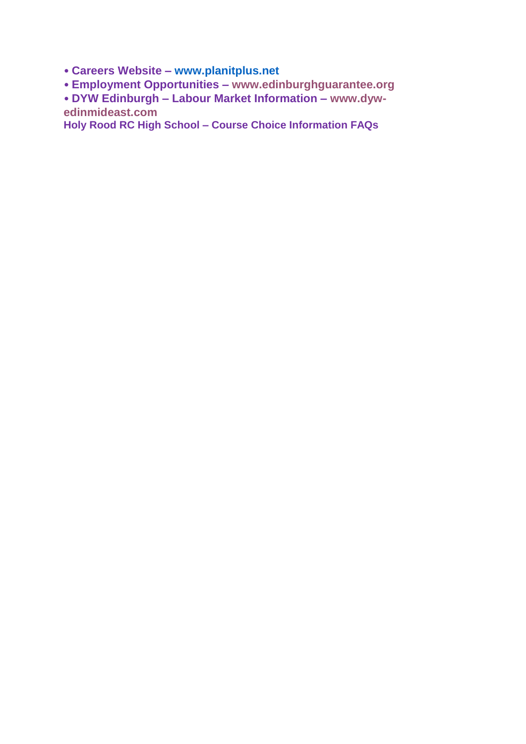- **Careers Website – www.planitplus.net**
- **Employment Opportunities – www.edinburghguarantee.org**
- **DYW Edinburgh – Labour Market Information – www.dyw-edinmideast.com**

**Holy Rood RC High School – Course Choice Information FAQs**